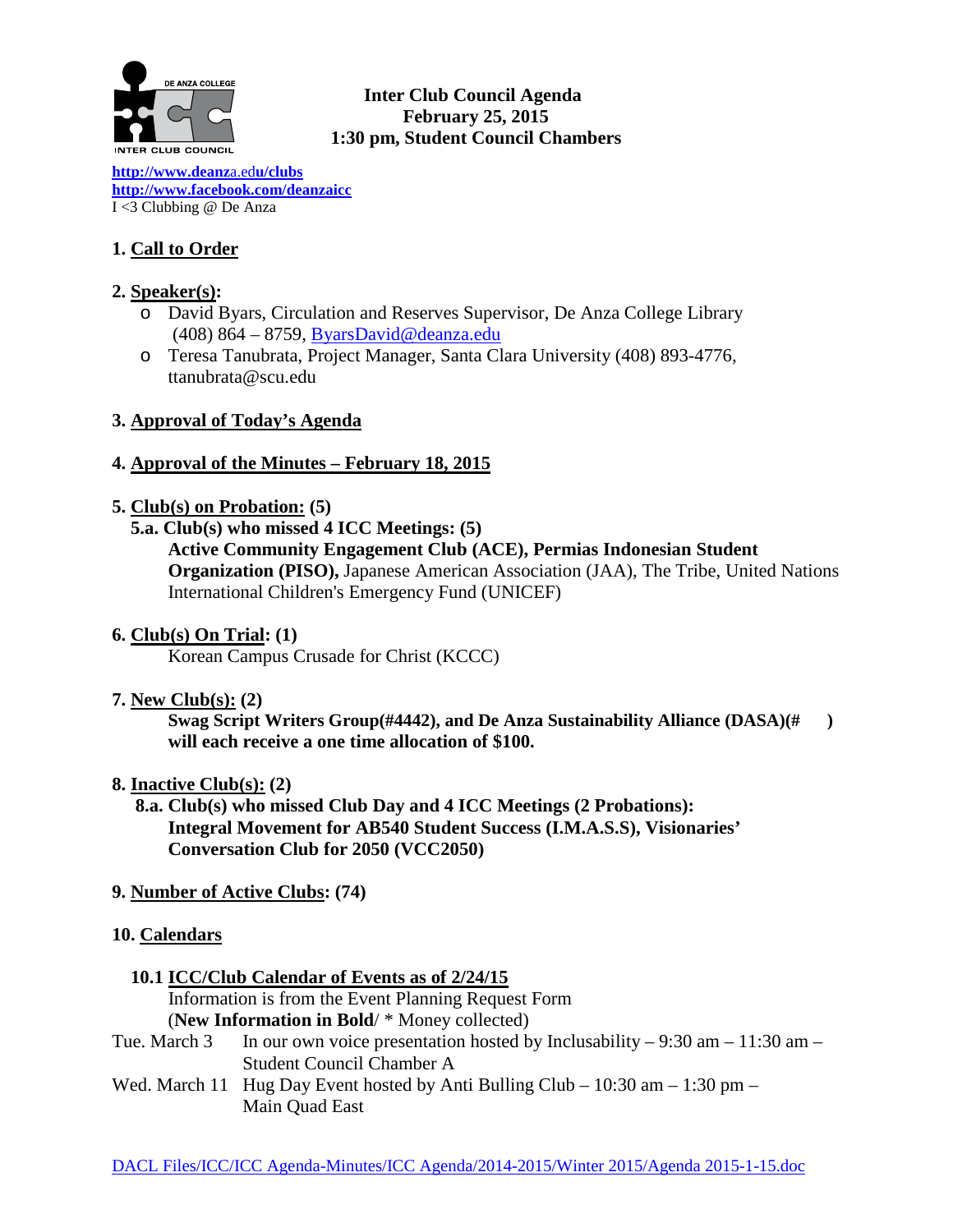**Inter Club Council Agenda**
**February 25, 2015**
**1:30 pm, Student Council Chambers**

**http://www.deanza.edu/clubs**
**http://www.facebook.com/deanzaicc**
I <3 Clubbing @ De Anza

**1. Call to Order**

**2. Speaker(s):**

- David Byars, Circulation and Reserves Supervisor, De Anza College Library (408) 864 – 8759, ByarsDavid@deanza.edu
- Teresa Tanubrata, Project Manager, Santa Clara University (408) 893-4776, ttanubrata@scu.edu

**3. Approval of Today's Agenda**

**4. Approval of the Minutes – February 18, 2015**

**5. Club(s) on Probation: (5)**

**5.a. Club(s) who missed 4 ICC Meetings: (5)**

**Active Community Engagement Club (ACE), Permias Indonesian Student Organization (PISO),** Japanese American Association (JAA), The Tribe, United Nations International Children's Emergency Fund (UNICEF)

**6. Club(s) On Trial: (1)**

Korean Campus Crusade for Christ (KCCC)

**7. New Club(s): (2)**

**Swag Script Writers Group(#4442), and De Anza Sustainability Alliance (DASA)(# ) will each receive a one time allocation of $100.**

**8. Inactive Club(s): (2)**

**8.a. Club(s) who missed Club Day and 4 ICC Meetings (2 Probations):**
**Integral Movement for AB540 Student Success (I.M.A.S.S), Visionaries' Conversation Club for 2050 (VCC2050)**

**9. Number of Active Clubs: (74)**

**10. Calendars**

**10.1 ICC/Club Calendar of Events as of 2/24/15**

Information is from the Event Planning Request Form
(**New Information in Bold**/ * Money collected)

Tue. March 3 — In our own voice presentation hosted by Inclusability – 9:30 am – 11:30 am – Student Council Chamber A

Wed. March 11 — Hug Day Event hosted by Anti Bulling Club – 10:30 am – 1:30 pm – Main Quad East

DACL Files/ICC/ICC Agenda-Minutes/ICC Agenda/2014-2015/Winter 2015/Agenda 2015-1-15.doc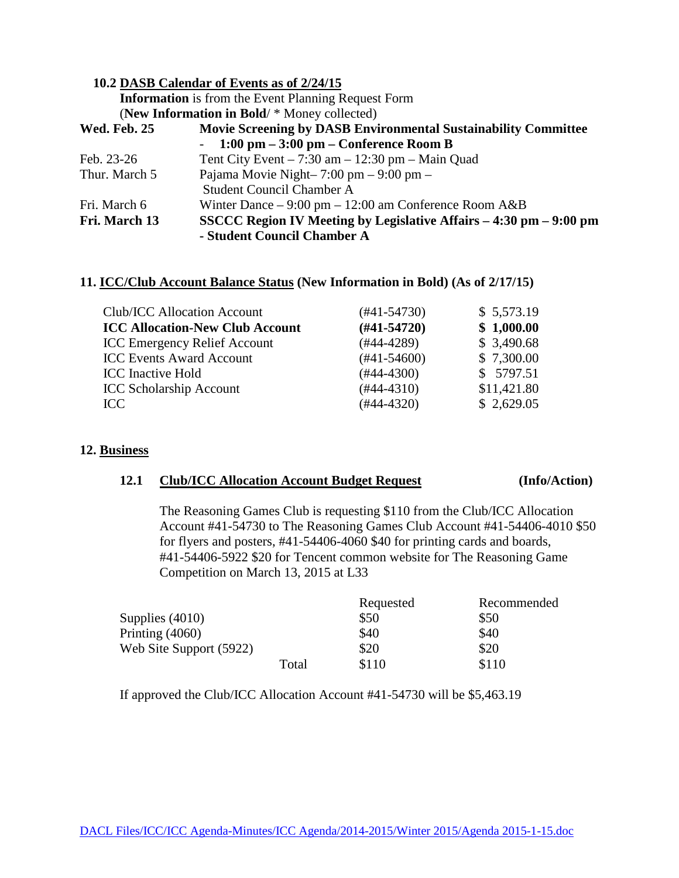### 10.2 DASB Calendar of Events as of 2/24/15

**Information** is from the Event Planning Request Form
(**New Information in Bold**/ * Money collected)

| | |
|---|---|
| **Wed. Feb. 25** | **Movie Screening by DASB Environmental Sustainability Committee** |
| | **- 1:00 pm – 3:00 pm – Conference Room B** |
| Feb. 23-26 | Tent City Event – 7:30 am – 12:30 pm – Main Quad |
| Thur. March 5 | Pajama Movie Night– 7:00 pm – 9:00 pm – Student Council Chamber A |
| Fri. March 6 | Winter Dance – 9:00 pm – 12:00 am Conference Room A&B |
| **Fri. March 13** | **SSCCC Region IV Meeting by Legislative Affairs – 4:30 pm – 9:00 pm - Student Council Chamber A** |

## 11. ICC/Club Account Balance Status (New Information in Bold) (As of 2/17/15)

| | | |
|---|---|---|
| Club/ICC Allocation Account | (#41-54730) | $ 5,573.19 |
| **ICC Allocation-New Club Account** | **(#41-54720)** | **$ 1,000.00** |
| ICC Emergency Relief Account | (#44-4289) | $ 3,490.68 |
| ICC Events Award Account | (#41-54600) | $ 7,300.00 |
| ICC Inactive Hold | (#44-4300) | $ 5797.51 |
| ICC Scholarship Account | (#44-4310) | $11,421.80 |
| ICC | (#44-4320) | $ 2,629.05 |

## 12. Business

### 12.1 Club/ICC Allocation Account Budget Request (Info/Action)

The Reasoning Games Club is requesting $110 from the Club/ICC Allocation Account #41-54730 to The Reasoning Games Club Account #41-54406-4010 $50 for flyers and posters, #41-54406-4060 $40 for printing cards and boards, #41-54406-5922 $20 for Tencent common website for The Reasoning Game Competition on March 13, 2015 at L33

| | | Requested | Recommended |
|---|---|---|---|
| Supplies (4010) | | $50 | $50 |
| Printing (4060) | | $40 | $40 |
| Web Site Support (5922) | | $20 | $20 |
| | Total | $110 | $110 |

If approved the Club/ICC Allocation Account #41-54730 will be $5,463.19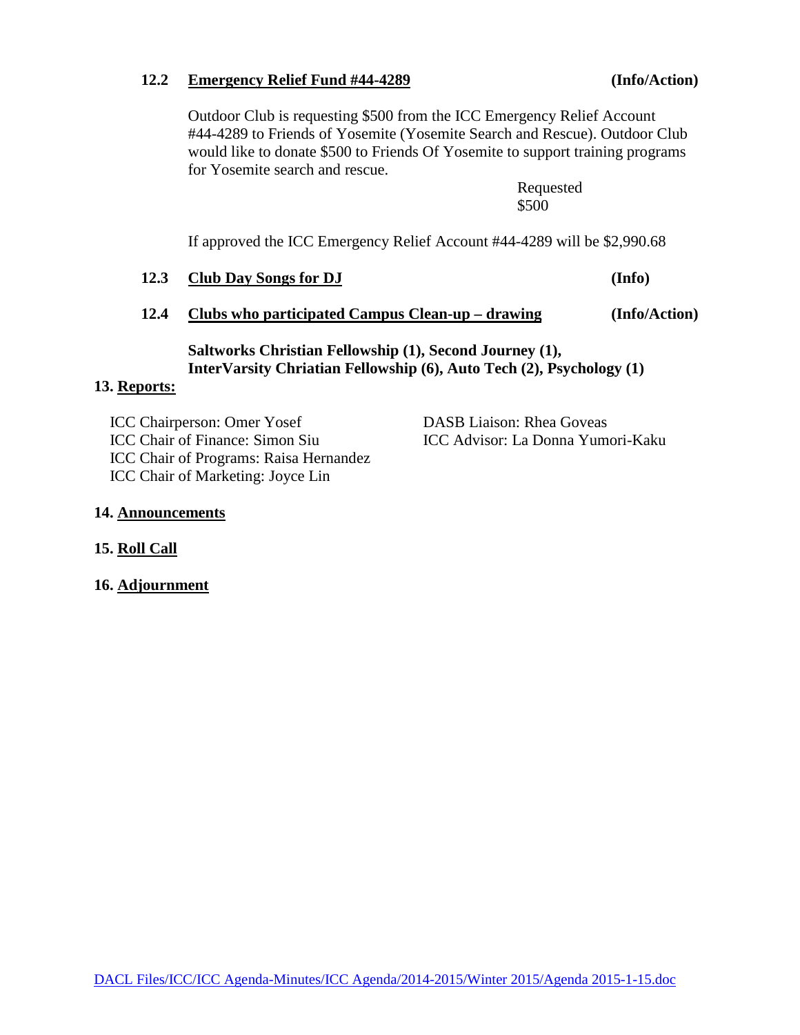### 12.2 Emergency Relief Fund #44-4289 (Info/Action)

Outdoor Club is requesting $500 from the ICC Emergency Relief Account #44-4289 to Friends of Yosemite (Yosemite Search and Rescue). Outdoor Club would like to donate $500 to Friends Of Yosemite to support training programs for Yosemite search and rescue.

Requested
$500

If approved the ICC Emergency Relief Account #44-4289 will be $2,990.68

### 12.3 Club Day Songs for DJ (Info)

### 12.4 Clubs who participated Campus Clean-up – drawing (Info/Action)

**Saltworks Christian Fellowship (1), Second Journey (1), InterVarsity Chriatian Fellowship (6), Auto Tech (2), Psychology (1)**

## 13. Reports:

ICC Chairperson: Omer Yosef
ICC Chair of Finance: Simon Siu
ICC Chair of Programs: Raisa Hernandez
ICC Chair of Marketing: Joyce Lin
DASB Liaison: Rhea Goveas
ICC Advisor: La Donna Yumori-Kaku

## 14. Announcements

## 15. Roll Call

## 16. Adjournment

DACL Files/ICC/ICC Agenda-Minutes/ICC Agenda/2014-2015/Winter 2015/Agenda 2015-1-15.doc